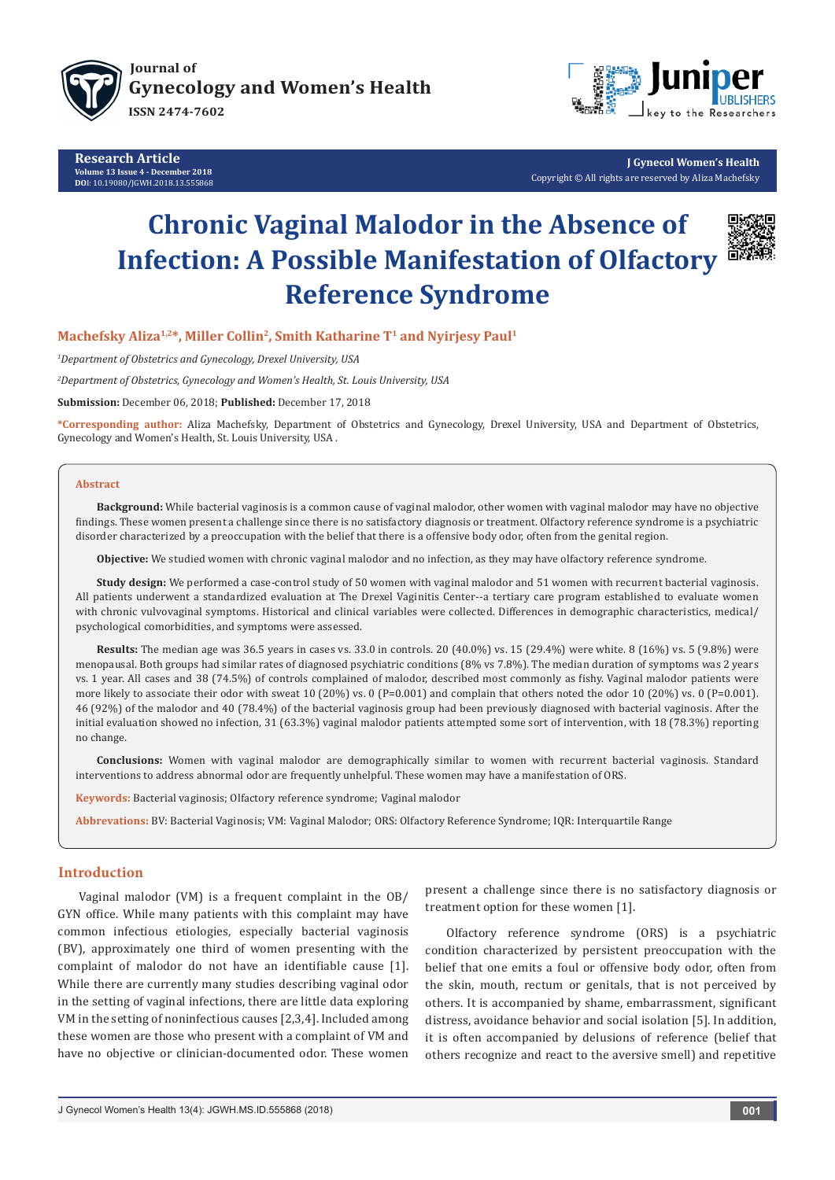Research Article

# Chronic Vaginal Malodor in the Absence of Infection: A Possible Manifestation of Olfactory Reference Syndrome

**Machefsky Aliza[1,2]*, Miller Collin[2], Smith Katharine T[1] and Nyirjesy Paul[1]**

[1]*Department of Obstetrics and Gynecology, Drexel University, USA*

[2]*Department of Obstetrics, Gynecology and Women's Health, St. Louis University, USA*

**Submission:** December 06, 2018; **Published:** December 17, 2018

***Corresponding author:** Aliza Machefsky, Department of Obstetrics and Gynecology, Drexel University, USA and Department of Obstetrics, Gynecology and Women's Health, St. Louis University, USA .

## Abstract

**Background:** While bacterial vaginosis is a common cause of vaginal malodor, other women with vaginal malodor may have no objective findings. These women present a challenge since there is no satisfactory diagnosis or treatment. Olfactory reference syndrome is a psychiatric disorder characterized by a preoccupation with the belief that there is a offensive body odor, often from the genital region.

**Objective:** We studied women with chronic vaginal malodor and no infection, as they may have olfactory reference syndrome.

**Study design:** We performed a case-control study of 50 women with vaginal malodor and 51 women with recurrent bacterial vaginosis. All patients underwent a standardized evaluation at The Drexel Vaginitis Center--a tertiary care program established to evaluate women with chronic vulvovaginal symptoms. Historical and clinical variables were collected. Differences in demographic characteristics, medical/psychological comorbidities, and symptoms were assessed.

**Results:** The median age was 36.5 years in cases vs. 33.0 in controls. 20 (40.0%) vs. 15 (29.4%) were white. 8 (16%) vs. 5 (9.8%) were menopausal. Both groups had similar rates of diagnosed psychiatric conditions (8% vs 7.8%). The median duration of symptoms was 2 years vs. 1 year. All cases and 38 (74.5%) of controls complained of malodor, described most commonly as fishy. Vaginal malodor patients were more likely to associate their odor with sweat 10 (20%) vs. 0 (P=0.001) and complain that others noted the odor 10 (20%) vs. 0 (P=0.001). 46 (92%) of the malodor and 40 (78.4%) of the bacterial vaginosis group had been previously diagnosed with bacterial vaginosis. After the initial evaluation showed no infection, 31 (63.3%) vaginal malodor patients attempted some sort of intervention, with 18 (78.3%) reporting no change.

**Conclusions:** Women with vaginal malodor are demographically similar to women with recurrent bacterial vaginosis. Standard interventions to address abnormal odor are frequently unhelpful. These women may have a manifestation of ORS.

**Keywords:** Bacterial vaginosis; Olfactory reference syndrome; Vaginal malodor

**Abbrevations:** BV: Bacterial Vaginosis; VM: Vaginal Malodor; ORS: Olfactory Reference Syndrome; IQR: Interquartile Range

## Introduction

Vaginal malodor (VM) is a frequent complaint in the OB/GYN office. While many patients with this complaint may have common infectious etiologies, especially bacterial vaginosis (BV), approximately one third of women presenting with the complaint of malodor do not have an identifiable cause [1]. While there are currently many studies describing vaginal odor in the setting of vaginal infections, there are little data exploring VM in the setting of noninfectious causes [2,3,4]. Included among these women are those who present with a complaint of VM and have no objective or clinician-documented odor. These women present a challenge since there is no satisfactory diagnosis or treatment option for these women [1].

Olfactory reference syndrome (ORS) is a psychiatric condition characterized by persistent preoccupation with the belief that one emits a foul or offensive body odor, often from the skin, mouth, rectum or genitals, that is not perceived by others. It is accompanied by shame, embarrassment, significant distress, avoidance behavior and social isolation [5]. In addition, it is often accompanied by delusions of reference (belief that others recognize and react to the aversive smell) and repetitive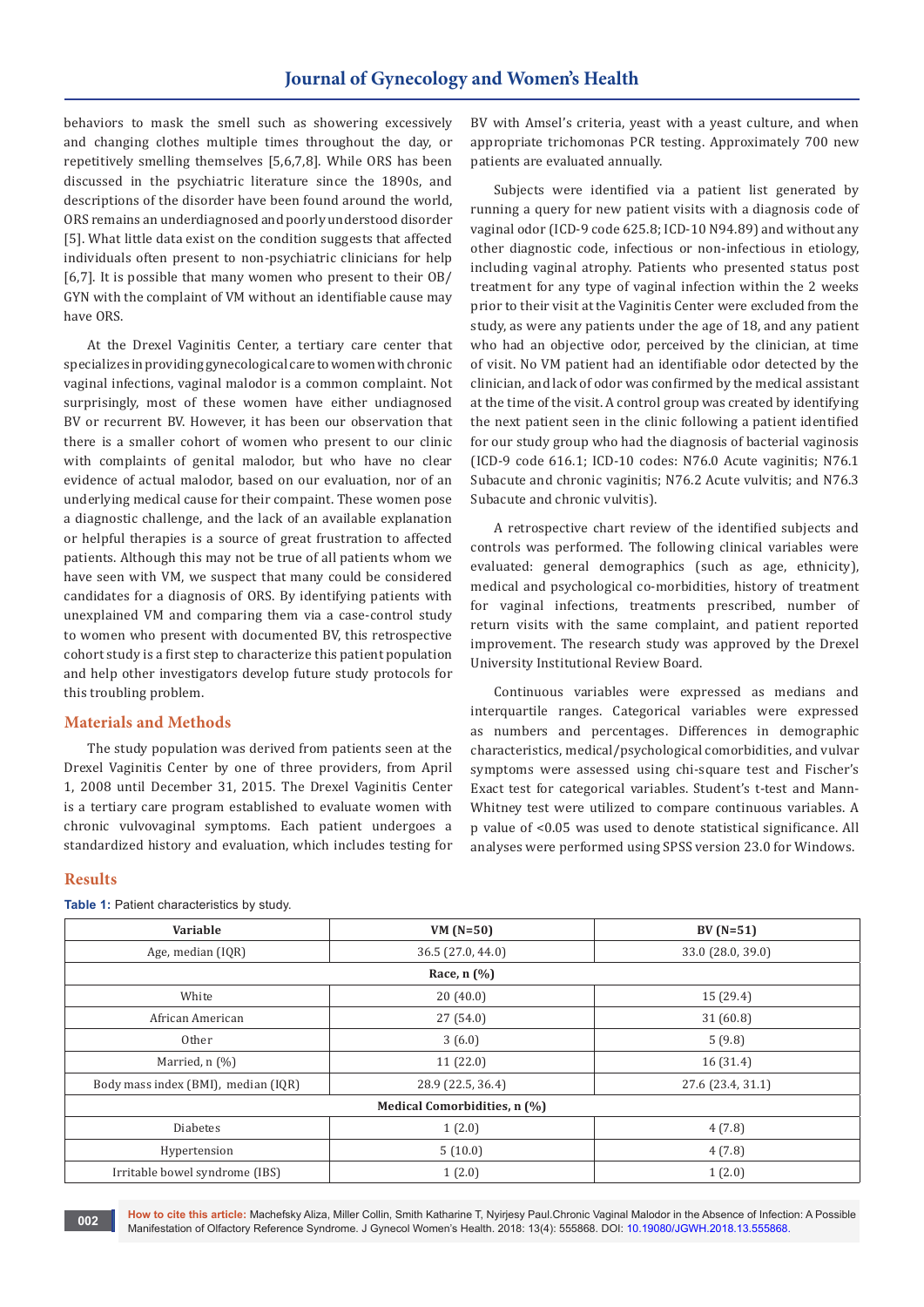behaviors to mask the smell such as showering excessively and changing clothes multiple times throughout the day, or repetitively smelling themselves [5,6,7,8]. While ORS has been discussed in the psychiatric literature since the 1890s, and descriptions of the disorder have been found around the world, ORS remains an underdiagnosed and poorly understood disorder [5]. What little data exist on the condition suggests that affected individuals often present to non-psychiatric clinicians for help [6,7]. It is possible that many women who present to their OB/GYN with the complaint of VM without an identifiable cause may have ORS.

At the Drexel Vaginitis Center, a tertiary care center that specializes in providing gynecological care to women with chronic vaginal infections, vaginal malodor is a common complaint. Not surprisingly, most of these women have either undiagnosed BV or recurrent BV. However, it has been our observation that there is a smaller cohort of women who present to our clinic with complaints of genital malodor, but who have no clear evidence of actual malodor, based on our evaluation, nor of an underlying medical cause for their compaint. These women pose a diagnostic challenge, and the lack of an available explanation or helpful therapies is a source of great frustration to affected patients. Although this may not be true of all patients whom we have seen with VM, we suspect that many could be considered candidates for a diagnosis of ORS. By identifying patients with unexplained VM and comparing them via a case-control study to women who present with documented BV, this retrospective cohort study is a first step to characterize this patient population and help other investigators develop future study protocols for this troubling problem.

## Materials and Methods

The study population was derived from patients seen at the Drexel Vaginitis Center by one of three providers, from April 1, 2008 until December 31, 2015. The Drexel Vaginitis Center is a tertiary care program established to evaluate women with chronic vulvovaginal symptoms. Each patient undergoes a standardized history and evaluation, which includes testing for BV with Amsel's criteria, yeast with a yeast culture, and when appropriate trichomonas PCR testing. Approximately 700 new patients are evaluated annually.

Subjects were identified via a patient list generated by running a query for new patient visits with a diagnosis code of vaginal odor (ICD-9 code 625.8; ICD-10 N94.89) and without any other diagnostic code, infectious or non-infectious in etiology, including vaginal atrophy. Patients who presented status post treatment for any type of vaginal infection within the 2 weeks prior to their visit at the Vaginitis Center were excluded from the study, as were any patients under the age of 18, and any patient who had an objective odor, perceived by the clinician, at time of visit. No VM patient had an identifiable odor detected by the clinician, and lack of odor was confirmed by the medical assistant at the time of the visit. A control group was created by identifying the next patient seen in the clinic following a patient identified for our study group who had the diagnosis of bacterial vaginosis (ICD-9 code 616.1; ICD-10 codes: N76.0 Acute vaginitis; N76.1 Subacute and chronic vaginitis; N76.2 Acute vulvitis; and N76.3 Subacute and chronic vulvitis).

A retrospective chart review of the identified subjects and controls was performed. The following clinical variables were evaluated: general demographics (such as age, ethnicity), medical and psychological co-morbidities, history of treatment for vaginal infections, treatments prescribed, number of return visits with the same complaint, and patient reported improvement. The research study was approved by the Drexel University Institutional Review Board.

Continuous variables were expressed as medians and interquartile ranges. Categorical variables were expressed as numbers and percentages. Differences in demographic characteristics, medical/psychological comorbidities, and vulvar symptoms were assessed using chi-square test and Fischer's Exact test for categorical variables. Student's t-test and Mann-Whitney test were utilized to compare continuous variables. A p value of <0.05 was used to denote statistical significance. All analyses were performed using SPSS version 23.0 for Windows.

## Results

**Table 1:** Patient characteristics by study.

| Variable | VM (N=50) | BV (N=51) |
|---|---|---|
| Age, median (IQR) | 36.5 (27.0, 44.0) | 33.0 (28.0, 39.0) |
| **Race, n (%)** | | |
| White | 20 (40.0) | 15 (29.4) |
| African American | 27 (54.0) | 31 (60.8) |
| Other | 3 (6.0) | 5 (9.8) |
| Married, n (%) | 11 (22.0) | 16 (31.4) |
| Body mass index (BMI), median (IQR) | 28.9 (22.5, 36.4) | 27.6 (23.4, 31.1) |
| **Medical Comorbidities, n (%)** | | |
| Diabetes | 1 (2.0) | 4 (7.8) |
| Hypertension | 5 (10.0) | 4 (7.8) |
| Irritable bowel syndrome (IBS) | 1 (2.0) | 1 (2.0) |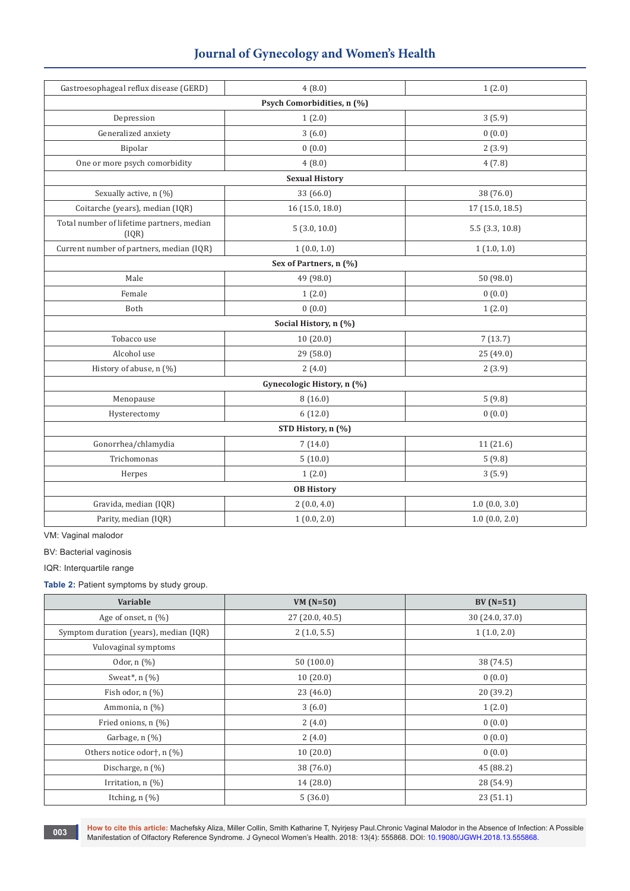| | | |
|---|---|---|
| Gastroesophageal reflux disease (GERD) | 4 (8.0) | 1 (2.0) |
| **Psych Comorbidities, n (%)** | | |
| Depression | 1 (2.0) | 3 (5.9) |
| Generalized anxiety | 3 (6.0) | 0 (0.0) |
| Bipolar | 0 (0.0) | 2 (3.9) |
| One or more psych comorbidity | 4 (8.0) | 4 (7.8) |
| **Sexual History** | | |
| Sexually active, n (%) | 33 (66.0) | 38 (76.0) |
| Coitarche (years), median (IQR) | 16 (15.0, 18.0) | 17 (15.0, 18.5) |
| Total number of lifetime partners, median (IQR) | 5 (3.0, 10.0) | 5.5 (3.3, 10.8) |
| Current number of partners, median (IQR) | 1 (0.0, 1.0) | 1 (1.0, 1.0) |
| **Sex of Partners, n (%)** | | |
| Male | 49 (98.0) | 50 (98.0) |
| Female | 1 (2.0) | 0 (0.0) |
| Both | 0 (0.0) | 1 (2.0) |
| **Social History, n (%)** | | |
| Tobacco use | 10 (20.0) | 7 (13.7) |
| Alcohol use | 29 (58.0) | 25 (49.0) |
| History of abuse, n (%) | 2 (4.0) | 2 (3.9) |
| **Gynecologic History, n (%)** | | |
| Menopause | 8 (16.0) | 5 (9.8) |
| Hysterectomy | 6 (12.0) | 0 (0.0) |
| **STD History, n (%)** | | |
| Gonorrhea/chlamydia | 7 (14.0) | 11 (21.6) |
| Trichomonas | 5 (10.0) | 5 (9.8) |
| Herpes | 1 (2.0) | 3 (5.9) |
| **OB History** | | |
| Gravida, median (IQR) | 2 (0.0, 4.0) | 1.0 (0.0, 3.0) |
| Parity, median (IQR) | 1 (0.0, 2.0) | 1.0 (0.0, 2.0) |

VM: Vaginal malodor

BV: Bacterial vaginosis

IQR: Interquartile range

**Table 2:** Patient symptoms by study group.

| Variable | VM (N=50) | BV (N=51) |
|---|---|---|
| Age of onset, n (%) | 27 (20.0, 40.5) | 30 (24.0, 37.0) |
| Symptom duration (years), median (IQR) | 2 (1.0, 5.5) | 1 (1.0, 2.0) |
| Vulovaginal symptoms | | |
| Odor, n (%) | 50 (100.0) | 38 (74.5) |
| Sweat*, n (%) | 10 (20.0) | 0 (0.0) |
| Fish odor, n (%) | 23 (46.0) | 20 (39.2) |
| Ammonia, n (%) | 3 (6.0) | 1 (2.0) |
| Fried onions, n (%) | 2 (4.0) | 0 (0.0) |
| Garbage, n (%) | 2 (4.0) | 0 (0.0) |
| Others notice odor†, n (%) | 10 (20.0) | 0 (0.0) |
| Discharge, n (%) | 38 (76.0) | 45 (88.2) |
| Irritation, n (%) | 14 (28.0) | 28 (54.9) |
| Itching, n (%) | 5 (36.0) | 23 (51.1) |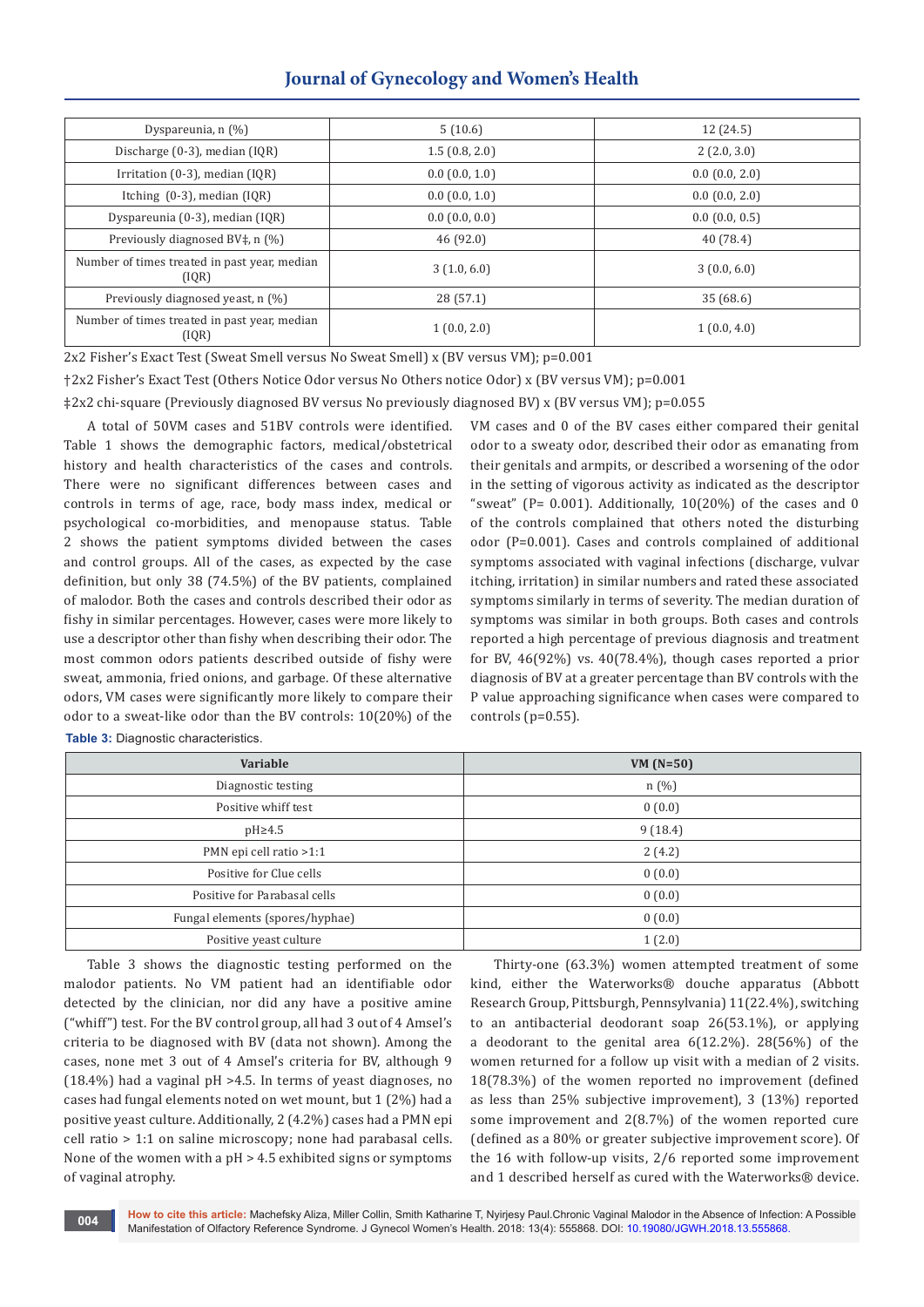| Dyspareunia, n (%) | 5 (10.6) | 12 (24.5) |
|---|---|---|
| Discharge (0-3), median (IQR) | 1.5 (0.8, 2.0) | 2 (2.0, 3.0) |
| Irritation (0-3), median (IQR) | 0.0 (0.0, 1.0) | 0.0 (0.0, 2.0) |
| Itching (0-3), median (IQR) | 0.0 (0.0, 1.0) | 0.0 (0.0, 2.0) |
| Dyspareunia (0-3), median (IQR) | 0.0 (0.0, 0.0) | 0.0 (0.0, 0.5) |
| Previously diagnosed BV‡, n (%) | 46 (92.0) | 40 (78.4) |
| Number of times treated in past year, median (IQR) | 3 (1.0, 6.0) | 3 (0.0, 6.0) |
| Previously diagnosed yeast, n (%) | 28 (57.1) | 35 (68.6) |
| Number of times treated in past year, median (IQR) | 1 (0.0, 2.0) | 1 (0.0, 4.0) |

2x2 Fisher's Exact Test (Sweat Smell versus No Sweat Smell) x (BV versus VM); p=0.001

†2x2 Fisher's Exact Test (Others Notice Odor versus No Others notice Odor) x (BV versus VM); p=0.001

‡2x2 chi-square (Previously diagnosed BV versus No previously diagnosed BV) x (BV versus VM); p=0.055

A total of 50VM cases and 51BV controls were identified. Table 1 shows the demographic factors, medical/obstetrical history and health characteristics of the cases and controls. There were no significant differences between cases and controls in terms of age, race, body mass index, medical or psychological co-morbidities, and menopause status. Table 2 shows the patient symptoms divided between the cases and control groups. All of the cases, as expected by the case definition, but only 38 (74.5%) of the BV patients, complained of malodor. Both the cases and controls described their odor as fishy in similar percentages. However, cases were more likely to use a descriptor other than fishy when describing their odor. The most common odors patients described outside of fishy were sweat, ammonia, fried onions, and garbage. Of these alternative odors, VM cases were significantly more likely to compare their odor to a sweat-like odor than the BV controls: 10(20%) of the VM cases and 0 of the BV cases either compared their genital odor to a sweaty odor, described their odor as emanating from their genitals and armpits, or described a worsening of the odor in the setting of vigorous activity as indicated as the descriptor "sweat" (P= 0.001). Additionally, 10(20%) of the cases and 0 of the controls complained that others noted the disturbing odor (P=0.001). Cases and controls complained of additional symptoms associated with vaginal infections (discharge, vulvar itching, irritation) in similar numbers and rated these associated symptoms similarly in terms of severity. The median duration of symptoms was similar in both groups. Both cases and controls reported a high percentage of previous diagnosis and treatment for BV, 46(92%) vs. 40(78.4%), though cases reported a prior diagnosis of BV at a greater percentage than BV controls with the P value approaching significance when cases were compared to controls (p=0.55).

**Table 3:** Diagnostic characteristics.

| Variable | VM (N=50) |
|---|---|
| Diagnostic testing | n (%) |
| Positive whiff test | 0 (0.0) |
| pH≥4.5 | 9 (18.4) |
| PMN epi cell ratio >1:1 | 2 (4.2) |
| Positive for Clue cells | 0 (0.0) |
| Positive for Parabasal cells | 0 (0.0) |
| Fungal elements (spores/hyphae) | 0 (0.0) |
| Positive yeast culture | 1 (2.0) |

Table 3 shows the diagnostic testing performed on the malodor patients. No VM patient had an identifiable odor detected by the clinician, nor did any have a positive amine ("whiff") test. For the BV control group, all had 3 out of 4 Amsel's criteria to be diagnosed with BV (data not shown). Among the cases, none met 3 out of 4 Amsel's criteria for BV, although 9 (18.4%) had a vaginal pH >4.5. In terms of yeast diagnoses, no cases had fungal elements noted on wet mount, but 1 (2%) had a positive yeast culture. Additionally, 2 (4.2%) cases had a PMN epi cell ratio > 1:1 on saline microscopy; none had parabasal cells. None of the women with a pH > 4.5 exhibited signs or symptoms of vaginal atrophy.

Thirty-one (63.3%) women attempted treatment of some kind, either the Waterworks® douche apparatus (Abbott Research Group, Pittsburgh, Pennsylvania) 11(22.4%), switching to an antibacterial deodorant soap 26(53.1%), or applying a deodorant to the genital area 6(12.2%). 28(56%) of the women returned for a follow up visit with a median of 2 visits. 18(78.3%) of the women reported no improvement (defined as less than 25% subjective improvement), 3 (13%) reported some improvement and 2(8.7%) of the women reported cure (defined as a 80% or greater subjective improvement score). Of the 16 with follow-up visits, 2/6 reported some improvement and 1 described herself as cured with the Waterworks® device.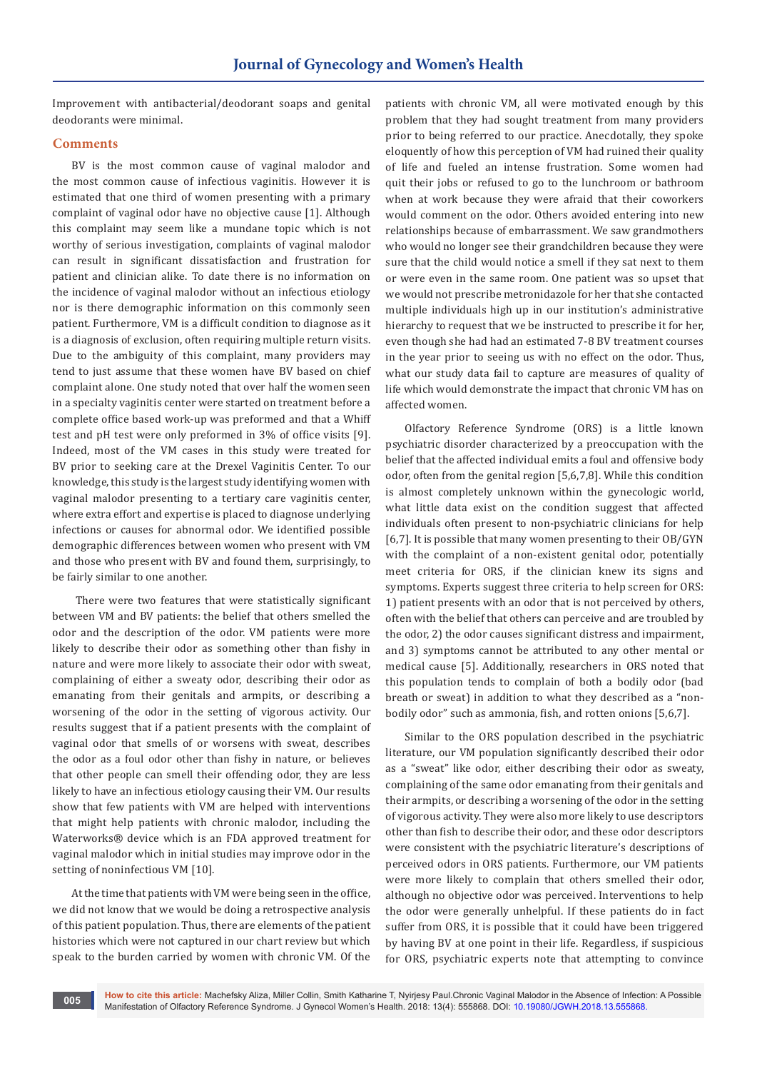Improvement with antibacterial/deodorant soaps and genital deodorants were minimal.

## Comments

BV is the most common cause of vaginal malodor and the most common cause of infectious vaginitis. However it is estimated that one third of women presenting with a primary complaint of vaginal odor have no objective cause [1]. Although this complaint may seem like a mundane topic which is not worthy of serious investigation, complaints of vaginal malodor can result in significant dissatisfaction and frustration for patient and clinician alike. To date there is no information on the incidence of vaginal malodor without an infectious etiology nor is there demographic information on this commonly seen patient. Furthermore, VM is a difficult condition to diagnose as it is a diagnosis of exclusion, often requiring multiple return visits. Due to the ambiguity of this complaint, many providers may tend to just assume that these women have BV based on chief complaint alone. One study noted that over half the women seen in a specialty vaginitis center were started on treatment before a complete office based work-up was preformed and that a Whiff test and pH test were only preformed in 3% of office visits [9]. Indeed, most of the VM cases in this study were treated for BV prior to seeking care at the Drexel Vaginitis Center. To our knowledge, this study is the largest study identifying women with vaginal malodor presenting to a tertiary care vaginitis center, where extra effort and expertise is placed to diagnose underlying infections or causes for abnormal odor. We identified possible demographic differences between women who present with VM and those who present with BV and found them, surprisingly, to be fairly similar to one another.

There were two features that were statistically significant between VM and BV patients: the belief that others smelled the odor and the description of the odor. VM patients were more likely to describe their odor as something other than fishy in nature and were more likely to associate their odor with sweat, complaining of either a sweaty odor, describing their odor as emanating from their genitals and armpits, or describing a worsening of the odor in the setting of vigorous activity. Our results suggest that if a patient presents with the complaint of vaginal odor that smells of or worsens with sweat, describes the odor as a foul odor other than fishy in nature, or believes that other people can smell their offending odor, they are less likely to have an infectious etiology causing their VM. Our results show that few patients with VM are helped with interventions that might help patients with chronic malodor, including the Waterworks® device which is an FDA approved treatment for vaginal malodor which in initial studies may improve odor in the setting of noninfectious VM [10].

At the time that patients with VM were being seen in the office, we did not know that we would be doing a retrospective analysis of this patient population. Thus, there are elements of the patient histories which were not captured in our chart review but which speak to the burden carried by women with chronic VM. Of the patients with chronic VM, all were motivated enough by this problem that they had sought treatment from many providers prior to being referred to our practice. Anecdotally, they spoke eloquently of how this perception of VM had ruined their quality of life and fueled an intense frustration. Some women had quit their jobs or refused to go to the lunchroom or bathroom when at work because they were afraid that their coworkers would comment on the odor. Others avoided entering into new relationships because of embarrassment. We saw grandmothers who would no longer see their grandchildren because they were sure that the child would notice a smell if they sat next to them or were even in the same room. One patient was so upset that we would not prescribe metronidazole for her that she contacted multiple individuals high up in our institution's administrative hierarchy to request that we be instructed to prescribe it for her, even though she had had an estimated 7-8 BV treatment courses in the year prior to seeing us with no effect on the odor. Thus, what our study data fail to capture are measures of quality of life which would demonstrate the impact that chronic VM has on affected women.

Olfactory Reference Syndrome (ORS) is a little known psychiatric disorder characterized by a preoccupation with the belief that the affected individual emits a foul and offensive body odor, often from the genital region [5,6,7,8]. While this condition is almost completely unknown within the gynecologic world, what little data exist on the condition suggest that affected individuals often present to non-psychiatric clinicians for help [6,7]. It is possible that many women presenting to their OB/GYN with the complaint of a non-existent genital odor, potentially meet criteria for ORS, if the clinician knew its signs and symptoms. Experts suggest three criteria to help screen for ORS: 1) patient presents with an odor that is not perceived by others, often with the belief that others can perceive and are troubled by the odor, 2) the odor causes significant distress and impairment, and 3) symptoms cannot be attributed to any other mental or medical cause [5]. Additionally, researchers in ORS noted that this population tends to complain of both a bodily odor (bad breath or sweat) in addition to what they described as a "non-bodily odor" such as ammonia, fish, and rotten onions [5,6,7].

Similar to the ORS population described in the psychiatric literature, our VM population significantly described their odor as a "sweat" like odor, either describing their odor as sweaty, complaining of the same odor emanating from their genitals and their armpits, or describing a worsening of the odor in the setting of vigorous activity. They were also more likely to use descriptors other than fish to describe their odor, and these odor descriptors were consistent with the psychiatric literature's descriptions of perceived odors in ORS patients. Furthermore, our VM patients were more likely to complain that others smelled their odor, although no objective odor was perceived. Interventions to help the odor were generally unhelpful. If these patients do in fact suffer from ORS, it is possible that it could have been triggered by having BV at one point in their life. Regardless, if suspicious for ORS, psychiatric experts note that attempting to convince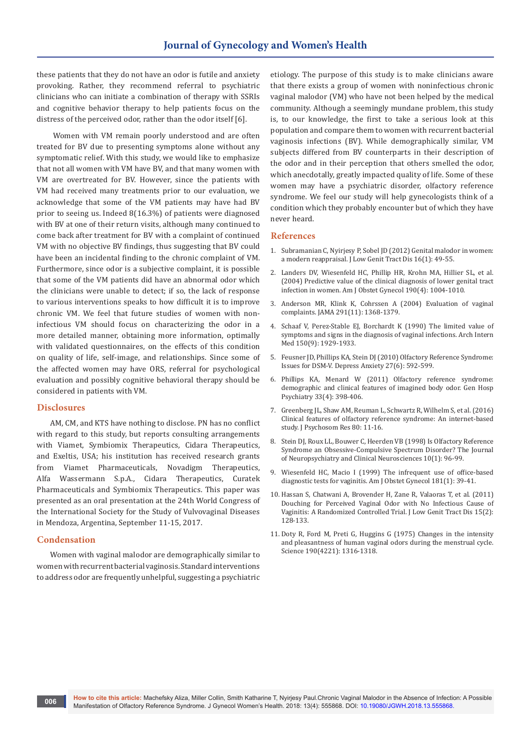these patients that they do not have an odor is futile and anxiety provoking. Rather, they recommend referral to psychiatric clinicians who can initiate a combination of therapy with SSRIs and cognitive behavior therapy to help patients focus on the distress of the perceived odor, rather than the odor itself [6].

Women with VM remain poorly understood and are often treated for BV due to presenting symptoms alone without any symptomatic relief. With this study, we would like to emphasize that not all women with VM have BV, and that many women with VM are overtreated for BV. However, since the patients with VM had received many treatments prior to our evaluation, we acknowledge that some of the VM patients may have had BV prior to seeing us. Indeed 8(16.3%) of patients were diagnosed with BV at one of their return visits, although many continued to come back after treatment for BV with a complaint of continued VM with no objective BV findings, thus suggesting that BV could have been an incidental finding to the chronic complaint of VM. Furthermore, since odor is a subjective complaint, it is possible that some of the VM patients did have an abnormal odor which the clinicians were unable to detect; if so, the lack of response to various interventions speaks to how difficult it is to improve chronic VM. We feel that future studies of women with non-infectious VM should focus on characterizing the odor in a more detailed manner, obtaining more information, optimally with validated questionnaires, on the effects of this condition on quality of life, self-image, and relationships. Since some of the affected women may have ORS, referral for psychological evaluation and possibly cognitive behavioral therapy should be considered in patients with VM.

## Disclosures

AM, CM, and KTS have nothing to disclose. PN has no conflict with regard to this study, but reports consulting arrangements with Viamet, Symbiomix Therapeutics, Cidara Therapeutics, and Exeltis, USA; his institution has received research grants from Viamet Pharmaceuticals, Novadigm Therapeutics, Alfa Wassermann S.p.A., Cidara Therapeutics, Curatek Pharmaceuticals and Symbiomix Therapeutics. This paper was presented as an oral presentation at the 24th World Congress of the International Society for the Study of Vulvovaginal Diseases in Mendoza, Argentina, September 11-15, 2017.

## Condensation

Women with vaginal malodor are demographically similar to women with recurrent bacterial vaginosis. Standard interventions to address odor are frequently unhelpful, suggesting a psychiatric etiology. The purpose of this study is to make clinicians aware that there exists a group of women with noninfectious chronic vaginal malodor (VM) who have not been helped by the medical community. Although a seemingly mundane problem, this study is, to our knowledge, the first to take a serious look at this population and compare them to women with recurrent bacterial vaginosis infections (BV). While demographically similar, VM subjects differed from BV counterparts in their description of the odor and in their perception that others smelled the odor, which anecdotally, greatly impacted quality of life. Some of these women may have a psychiatric disorder, olfactory reference syndrome. We feel our study will help gynecologists think of a condition which they probably encounter but of which they have never heard.

## References

1. Subramanian C, Nyirjesy P, Sobel JD (2012) Genital malodor in women: a modern reappraisal. J Low Genit Tract Dis 16(1): 49-55.
2. Landers DV, Wiesenfeld HC, Phillip HR, Krohn MA, Hillier SL, et al. (2004) Predictive value of the clinical diagnosis of lower genital tract infection in women. Am J Obstet Gynecol 190(4): 1004-1010.
3. Anderson MR, Klink K, Cohrssen A (2004) Evaluation of vaginal complaints. JAMA 291(11): 1368-1379.
4. Schaaf V, Perez-Stable EJ, Borchardt K (1990) The limited value of symptoms and signs in the diagnosis of vaginal infections. Arch Intern Med 150(9): 1929-1933.
5. Feusner JD, Phillips KA, Stein DJ (2010) Olfactory Reference Syndrome: Issues for DSM-V. Depress Anxiety 27(6): 592-599.
6. Phillips KA, Menard W (2011) Olfactory reference syndrome: demographic and clinical features of imagined body odor. Gen Hosp Psychiatry 33(4): 398-406.
7. Greenberg JL, Shaw AM, Reuman L, Schwartz R, Wilhelm S, et al. (2016) Clinical features of olfactory reference syndrome: An internet-based study. J Psychosom Res 80: 11-16.
8. Stein DJ, Roux LL, Bouwer C, Heerden VB (1998) Is Olfactory Reference Syndrome an Obsessive-Compulsive Spectrum Disorder? The Journal of Neuropsychiatry and Clinical Neurosciences 10(1): 96-99.
9. Wiesenfeld HC, Macio I (1999) The infrequent use of office-based diagnostic tests for vaginitis. Am J Obstet Gynecol 181(1): 39-41.
10. Hassan S, Chatwani A, Brovender H, Zane R, Valaoras T, et al. (2011) Douching for Perceived Vaginal Odor with No Infectious Cause of Vaginitis: A Randomized Controlled Trial. J Low Genit Tract Dis 15(2): 128-133.
11. Doty R, Ford M, Preti G, Huggins G (1975) Changes in the intensity and pleasantness of human vaginal odors during the menstrual cycle. Science 190(4221): 1316-1318.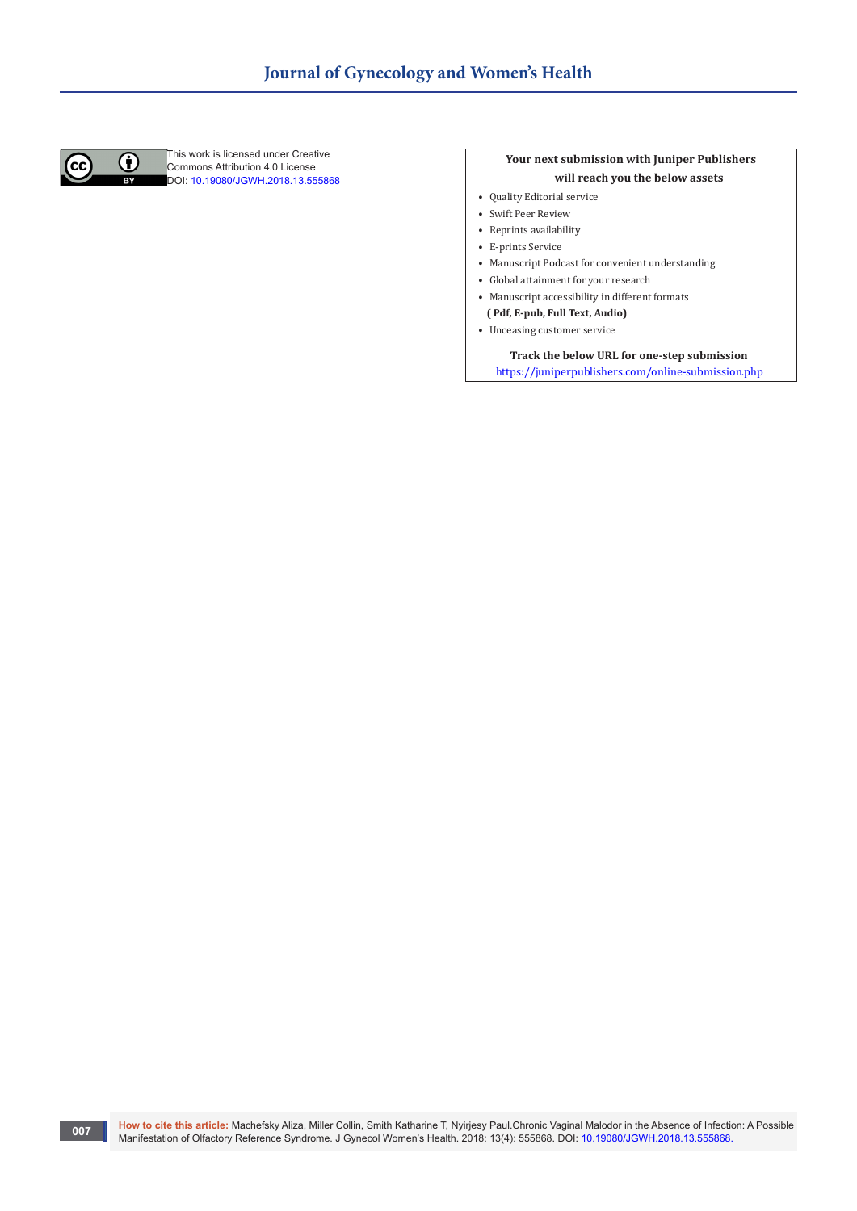This work is licensed under Creative Commons Attribution 4.0 License
DOI: 10.19080/JGWH.2018.13.555868

**Your next submission with Juniper Publishers will reach you the below assets**

- Quality Editorial service
- Swift Peer Review
- Reprints availability
- E-prints Service
- Manuscript Podcast for convenient understanding
- Global attainment for your research
- Manuscript accessibility in different formats
  **( Pdf, E-pub, Full Text, Audio)**
- Unceasing customer service

**Track the below URL for one-step submission**
https://juniperpublishers.com/online-submission.php

**How to cite this article:** Machefsky Aliza, Miller Collin, Smith Katharine T, Nyirjesy Paul.Chronic Vaginal Malodor in the Absence of Infection: A Possible Manifestation of Olfactory Reference Syndrome. J Gynecol Women's Health. 2018: 13(4): 555868. DOI: 10.19080/JGWH.2018.13.555868.